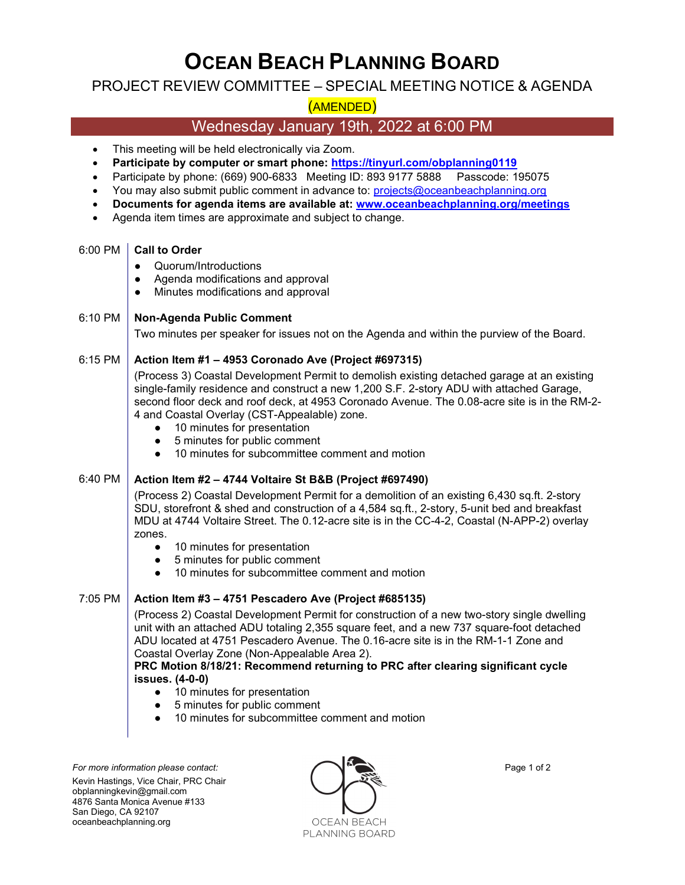# OCEAN BEACH PLANNING BOARD

## PROJECT REVIEW COMMITTEE – SPECIAL MEETING NOTICE & AGENDA

(AMENDED)

## Wednesday January 19th, 2022 at 6:00 PM

- This meeting will be held electronically via Zoom.
- **Participate by computer or smart phone: https://tinyurl.com/obplanning0119**
- Participate by phone: (669) 900-6833 Meeting ID: 893 9177 5888 Passcode: 195075
- You may also submit public comment in advance to: projects@oceanbeachplanning.org
- **Documents for agenda items are available at: www.oceanbeachplanning.org/meetings**
- Agenda item times are approximate and subject to change.

**6:00 PM — Call to Order**

- Quorum/Introductions
- Agenda modifications and approval
- Minutes modifications and approval

**6:10 PM — Non-Agenda Public Comment**

Two minutes per speaker for issues not on the Agenda and within the purview of the Board.

**6:15 PM — Action Item #1 – 4953 Coronado Ave (Project #697315)**

(Process 3) Coastal Development Permit to demolish existing detached garage at an existing single-family residence and construct a new 1,200 S.F. 2-story ADU with attached Garage, second floor deck and roof deck, at 4953 Coronado Avenue. The 0.08-acre site is in the RM-2-4 and Coastal Overlay (CST-Appealable) zone.

- 10 minutes for presentation
- 5 minutes for public comment
- 10 minutes for subcommittee comment and motion

**6:40 PM — Action Item #2 – 4744 Voltaire St B&B (Project #697490)**

(Process 2) Coastal Development Permit for a demolition of an existing 6,430 sq.ft. 2-story SDU, storefront & shed and construction of a 4,584 sq.ft., 2-story, 5-unit bed and breakfast MDU at 4744 Voltaire Street. The 0.12-acre site is in the CC-4-2, Coastal (N-APP-2) overlay zones.

- 10 minutes for presentation
- 5 minutes for public comment
- 10 minutes for subcommittee comment and motion

**7:05 PM — Action Item #3 – 4751 Pescadero Ave (Project #685135)**

(Process 2) Coastal Development Permit for construction of a new two-story single dwelling unit with an attached ADU totaling 2,355 square feet, and a new 737 square-foot detached ADU located at 4751 Pescadero Avenue. The 0.16-acre site is in the RM-1-1 Zone and Coastal Overlay Zone (Non-Appealable Area 2).

**PRC Motion 8/18/21: Recommend returning to PRC after clearing significant cycle issues. (4-0-0)**

- 10 minutes for presentation
- 5 minutes for public comment
- 10 minutes for subcommittee comment and motion

*For more information please contact:*

Kevin Hastings, Vice Chair, PRC Chair
obplanningkevin@gmail.com
4876 Santa Monica Avenue #133
San Diego, CA 92107
oceanbeachplanning.org

OCEAN BEACH PLANNING BOARD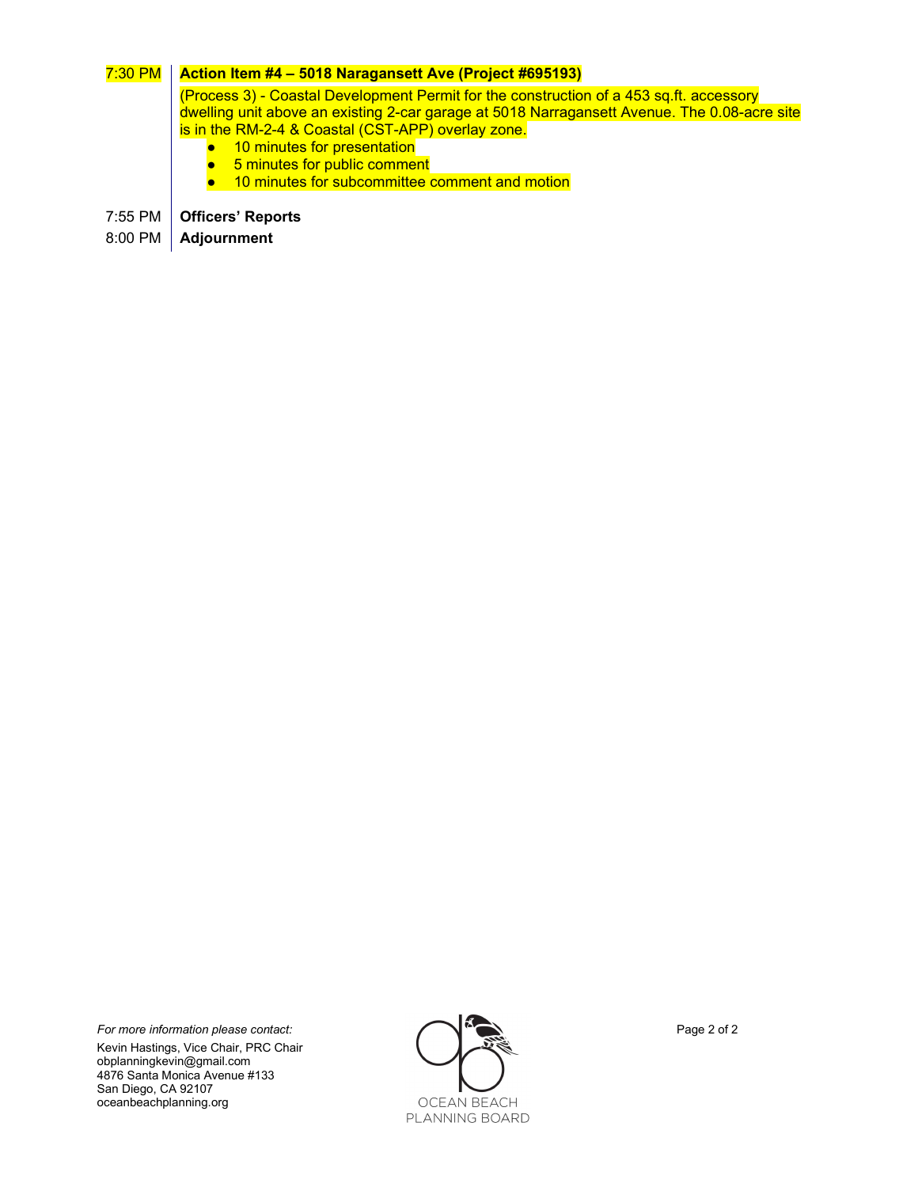7:30 PM | **Action Item #4 – 5018 Naragansett Ave (Project #695193)**

(Process 3) - Coastal Development Permit for the construction of a 453 sq.ft. accessory dwelling unit above an existing 2-car garage at 5018 Narragansett Avenue. The 0.08-acre site is in the RM-2-4 & Coastal (CST-APP) overlay zone.

- 10 minutes for presentation
- 5 minutes for public comment
- 10 minutes for subcommittee comment and motion

7:55 PM | **Officers' Reports**

8:00 PM | **Adjournment**

*For more information please contact:*

Kevin Hastings, Vice Chair, PRC Chair
obplanningkevin@gmail.com
4876 Santa Monica Avenue #133
San Diego, CA 92107
oceanbeachplanning.org

OCEAN BEACH PLANNING BOARD